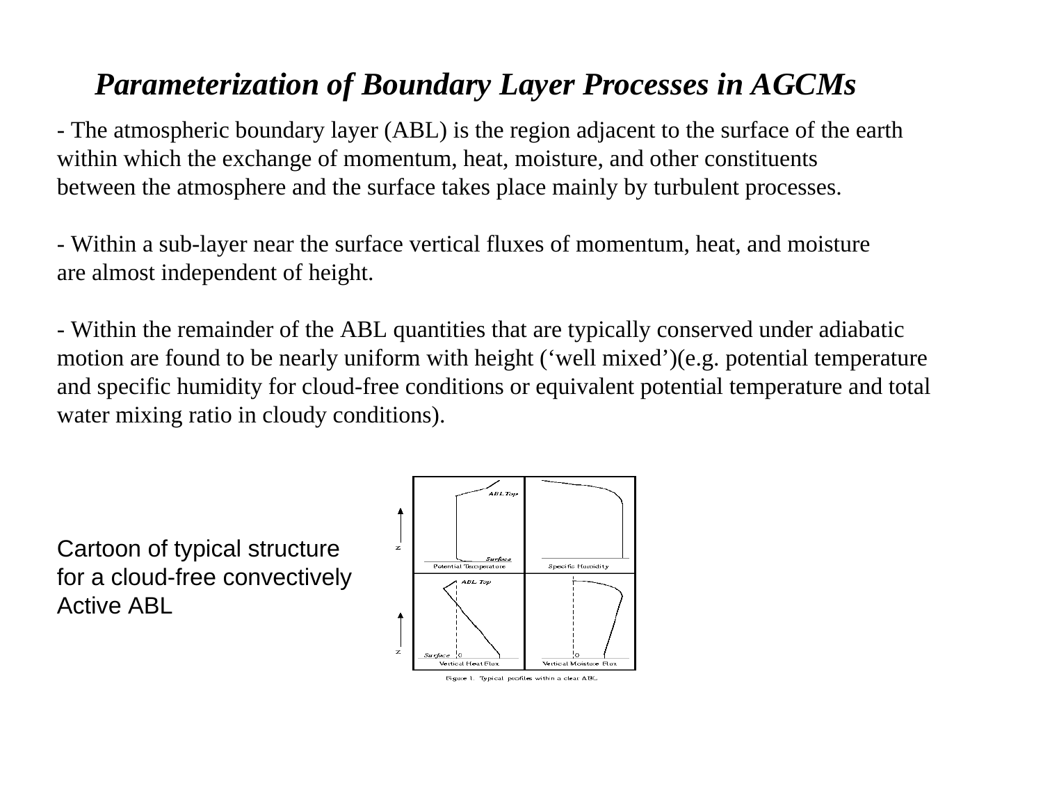## *Parameterization of Boundary Layer Processes in AGCMs*

- The atmospheric boundary layer (ABL) is the region adjacent to the surface of the earth within which the exchange of momentum, heat, moisture, and other constituents between the atmosphere and the surface takes place mainly by turbulent processes.

- Within a sub-layer near the surface vertical fluxes of momentum, heat, and moisture are almost independent of height.

- Within the remainder of the ABL quantities that are typically conserved under adiabatic motion are found to be nearly uniform with height (‘well mixed’)(e.g. potential temperature and specific humidity for cloud-free conditions or equivalent potential temperature and total water mixing ratio in cloudy conditions).

Cartoon of typical structure for a cloud-free convectively Active ABL

Figure 1. Typical profiles within a clear ABL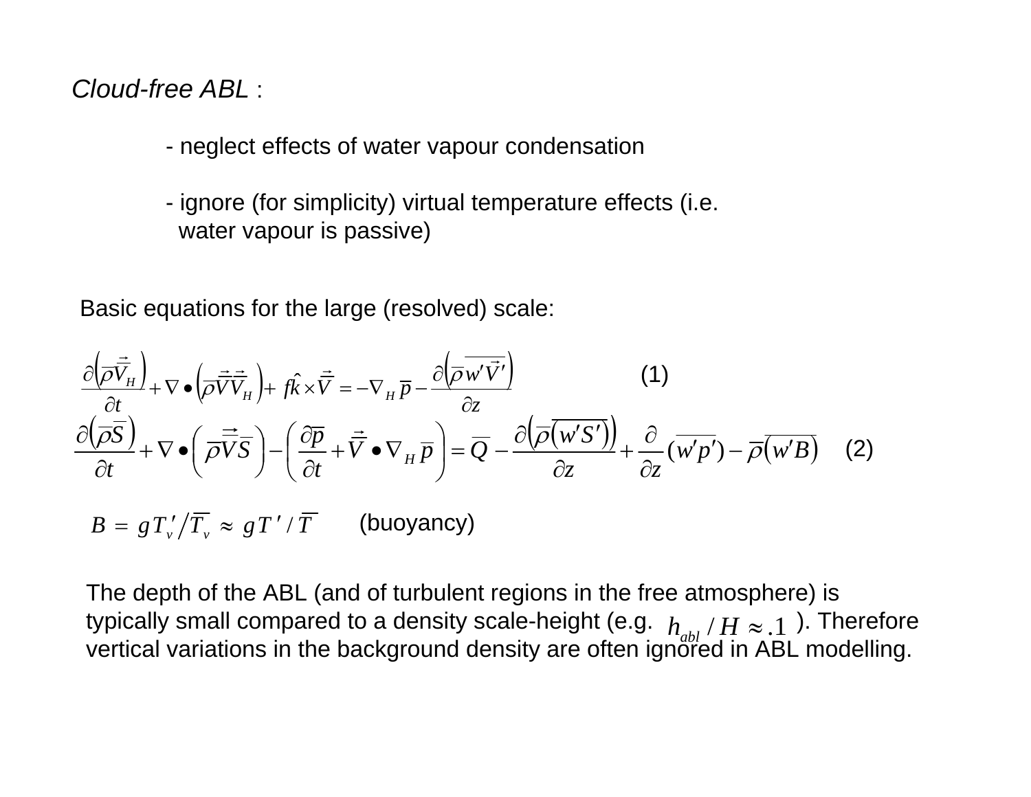*Cloud-free ABL* :

- neglect effects of water vapour condensation
- ignore (for simplicity) virtual temperature effects (i.e. water vapour is passive)

Basic equations for the large (resolved) scale:

$$\frac{\partial\left(\overline{\rho}\overline{\vec{V}}_H\right)}{\partial t} + \nabla \bullet \left(\overline{\rho}\overline{\vec{V}}\overline{\vec{V}}_H\right) + f\hat{k}\times\overline{\vec{V}} = -\nabla_H \overline{p} - \frac{\partial\left(\overline{\rho}\,\overline{w'\vec{V}'}\right)}{\partial z} \qquad (1)$$

$$\frac{\partial\left(\overline{\rho}\overline{S}\right)}{\partial t} + \nabla \bullet \left(\overline{\rho}\overline{\vec{V}}\overline{S}\right) - \left(\frac{\partial\overline{p}}{\partial t} + \overline{\vec{V}} \bullet \nabla_H \overline{p}\right) = \overline{Q} - \frac{\partial\left(\overline{\rho}\left(\overline{w'S'}\right)\right)}{\partial z} + \frac{\partial}{\partial z}(\overline{w'p'}) - \overline{\rho}\left(\overline{w'B}\right) \qquad (2)$$

$$B = gT_v'\big/\overline{T}_v \approx gT'/\overline{T} \qquad \text{(buoyancy)}$$

The depth of the ABL (and of turbulent regions in the free atmosphere) is typically small compared to a density scale-height (e.g. $h_{abl}/H \approx .1$ ). Therefore vertical variations in the background density are often ignored in ABL modelling.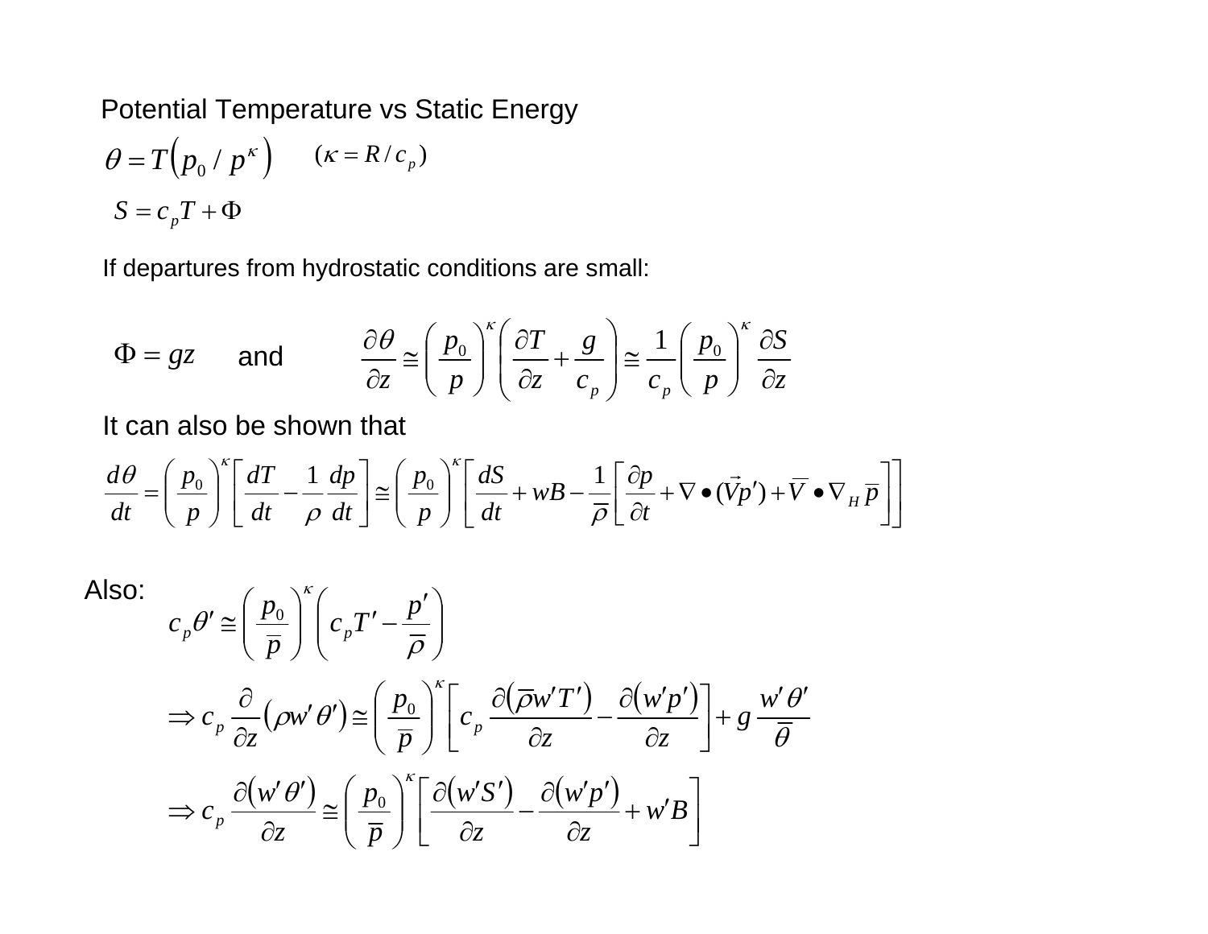## Potential Temperature vs Static Energy

$$\theta = T\left(p_0 / p^{\kappa}\right) \qquad (\kappa = R/c_p)$$

$$S = c_p T + \Phi$$

If departures from hydrostatic conditions are small:

$$\Phi = gz \quad \text{and} \quad \frac{\partial \theta}{\partial z} \cong \left(\frac{p_0}{p}\right)^{\kappa}\left(\frac{\partial T}{\partial z} + \frac{g}{c_p}\right) \cong \frac{1}{c_p}\left(\frac{p_0}{p}\right)^{\kappa}\frac{\partial S}{\partial z}$$

It can also be shown that

$$\frac{d\theta}{dt} = \left(\frac{p_0}{p}\right)^{\kappa}\left[\frac{dT}{dt} - \frac{1}{\rho}\frac{dp}{dt}\right] \cong \left(\frac{p_0}{p}\right)^{\kappa}\left[\frac{dS}{dt} + wB - \frac{1}{\overline{\rho}}\left[\frac{\partial p}{\partial t} + \nabla \bullet (\vec{V}p') + \overline{V} \bullet \nabla_H \overline{p}\right]\right]$$

Also:

$$c_p\theta' \cong \left(\frac{p_0}{\overline{p}}\right)^{\kappa}\left(c_p T' - \frac{p'}{\overline{\rho}}\right)$$

$$\Rightarrow c_p \frac{\partial}{\partial z}\left(\rho w'\theta'\right) \cong \left(\frac{p_0}{\overline{p}}\right)^{\kappa}\left[c_p \frac{\partial\left(\overline{\rho} w' T'\right)}{\partial z} - \frac{\partial\left(w'p'\right)}{\partial z}\right] + g\frac{w'\theta'}{\overline{\theta}}$$

$$\Rightarrow c_p \frac{\partial\left(w'\theta'\right)}{\partial z} \cong \left(\frac{p_0}{\overline{p}}\right)^{\kappa}\left[\frac{\partial\left(w'S'\right)}{\partial z} - \frac{\partial\left(w'p'\right)}{\partial z} + w'B\right]$$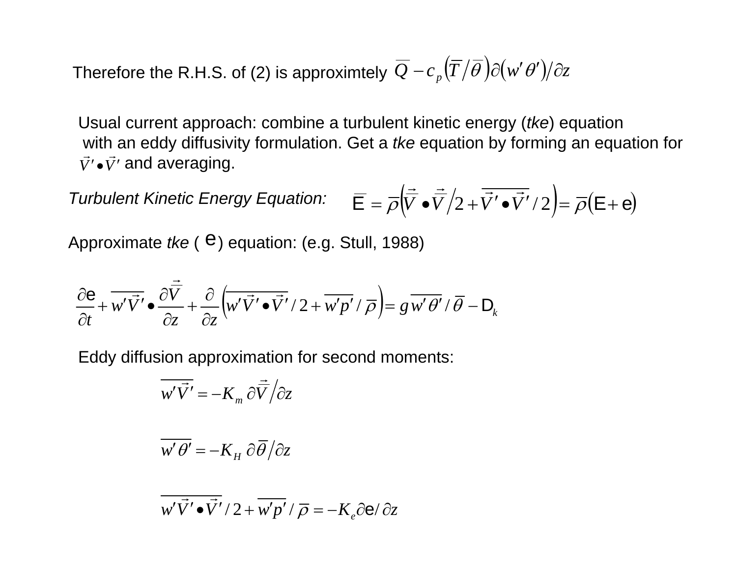Therefore the R.H.S. of (2) is approximtely $\overline{Q} - c_p\left(\overline{T}/\overline{\theta}\right)\partial\left(\overline{w'\theta'}\right)/\partial z$

Usual current approach: combine a turbulent kinetic energy (*tke*) equation with an eddy diffusivity formulation. Get a *tke* equation by forming an equation for $\vec{V}' \bullet \vec{V}'$ and averaging.

*Turbulent Kinetic Energy Equation:* $\overline{\mathsf{E}} = \overline{\rho}\left(\overline{\vec{V}} \bullet \overline{\vec{V}}/2 + \overline{\vec{V}' \bullet \vec{V}'}/2\right) = \overline{\rho}\left(\mathsf{E} + \mathsf{e}\right)$

Approximate *tke* ( $\mathsf{e}$ ) equation: (e.g. Stull, 1988)

$$\frac{\partial \mathsf{e}}{\partial t} + \overline{w'\vec{V}'} \bullet \frac{\partial \overline{\vec{V}}}{\partial z} + \frac{\partial}{\partial z}\left(\overline{w'\vec{V}' \bullet \vec{V}'}/2 + \overline{w'p'}/\overline{\rho}\right) = g\overline{w'\theta'}/\overline{\theta} - \mathsf{D}_k$$

Eddy diffusion approximation for second moments:

$$\overline{w'\vec{V}'} = -K_m\,\partial\overline{\vec{V}}/\partial z$$

$$\overline{w'\theta'} = -K_H\,\partial\overline{\theta}/\partial z$$

$$\overline{w'\vec{V}' \bullet \vec{V}'}/2 + \overline{w'p'}/\overline{\rho} = -K_e\partial \mathsf{e}/\partial z$$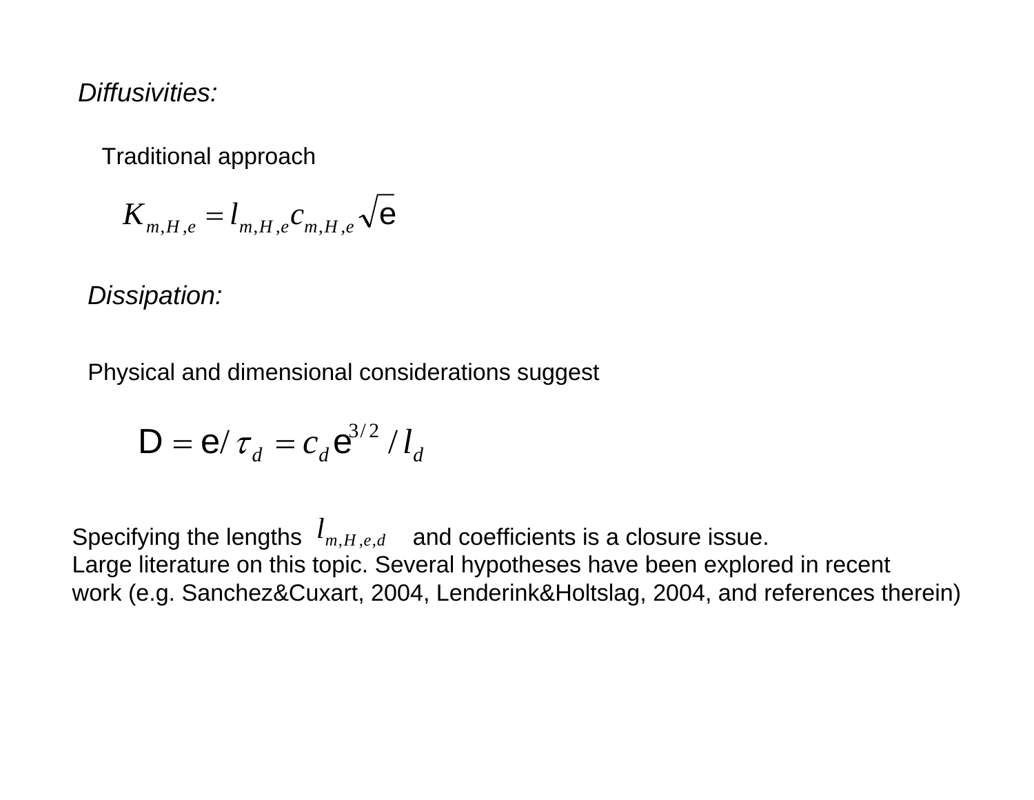*Diffusivities:*

Traditional approach

$$K_{m,H,e} = l_{m,H,e} c_{m,H,e} \sqrt{e}$$

*Dissipation:*

Physical and dimensional considerations suggest

$$D = e / \tau_d = c_d e^{3/2} / l_d$$

Specifying the lengths $l_{m,H,e,d}$ and coefficients is a closure issue.
Large literature on this topic. Several hypotheses have been explored in recent work (e.g. Sanchez&Cuxart, 2004, Lenderink&Holtslag, 2004, and references therein)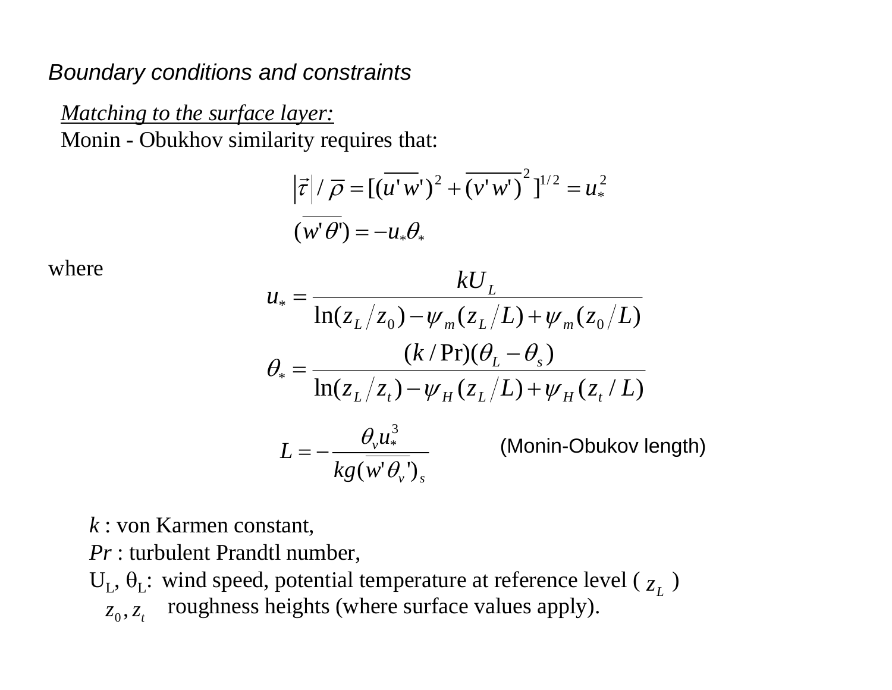### *Boundary conditions and constraints*

<u>*Matching to the surface layer:*</u>

Monin - Obukhov similarity requires that:

$$\left|\vec{\tau}\right| / \overline{\rho} = [(\overline{u'w'})^2 + \overline{(v'w')}^2]^{1/2} = u_*^2$$

$$(\overline{w'\theta'}) = -u_*\theta_*$$

where

$$u_* = \frac{kU_L}{\ln(z_L/z_0) - \psi_m(z_L/L) + \psi_m(z_0/L)}$$

$$\theta_* = \frac{(k/\Pr)(\theta_L - \theta_s)}{\ln(z_L/z_t) - \psi_H(z_L/L) + \psi_H(z_t/L)}$$

$$L = -\frac{\theta_v u_*^3}{kg(\overline{w'\theta_v'})_s} \qquad \text{(Monin-Obukov length)}$$

$k$ : von Karmen constant,

$Pr$ : turbulent Prandtl number,

$U_L$, $\theta_L$: wind speed, potential temperature at reference level ( $z_L$ )

$z_0, z_t$ roughness heights (where surface values apply).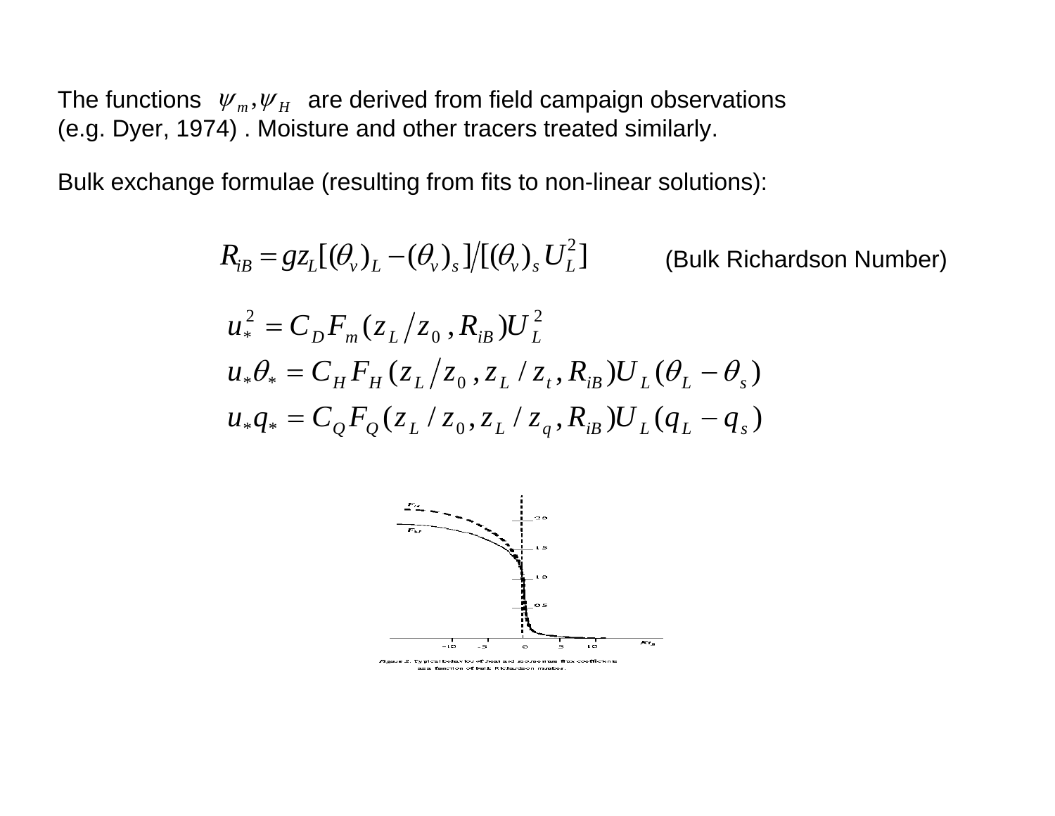The functions $\psi_m, \psi_H$ are derived from field campaign observations (e.g. Dyer, 1974) . Moisture and other tracers treated similarly.

Bulk exchange formulae (resulting from fits to non-linear solutions):

$$R_{iB} = g z_L [(\theta_v)_L - (\theta_v)_s] / [(\theta_v)_s U_L^2]$$

(Bulk Richardson Number)

$$u_*^2 = C_D F_m (z_L / z_0, R_{iB}) U_L^2$$

$$u_* \theta_* = C_H F_H (z_L / z_0, z_L / z_t, R_{iB}) U_L (\theta_L - \theta_s)$$

$$u_* q_* = C_Q F_Q (z_L / z_0, z_L / z_q, R_{iB}) U_L (q_L - q_s)$$

Figure 2. Typical behaviour of heat and momentum flux-coefficients as a function of bulk Richardson number.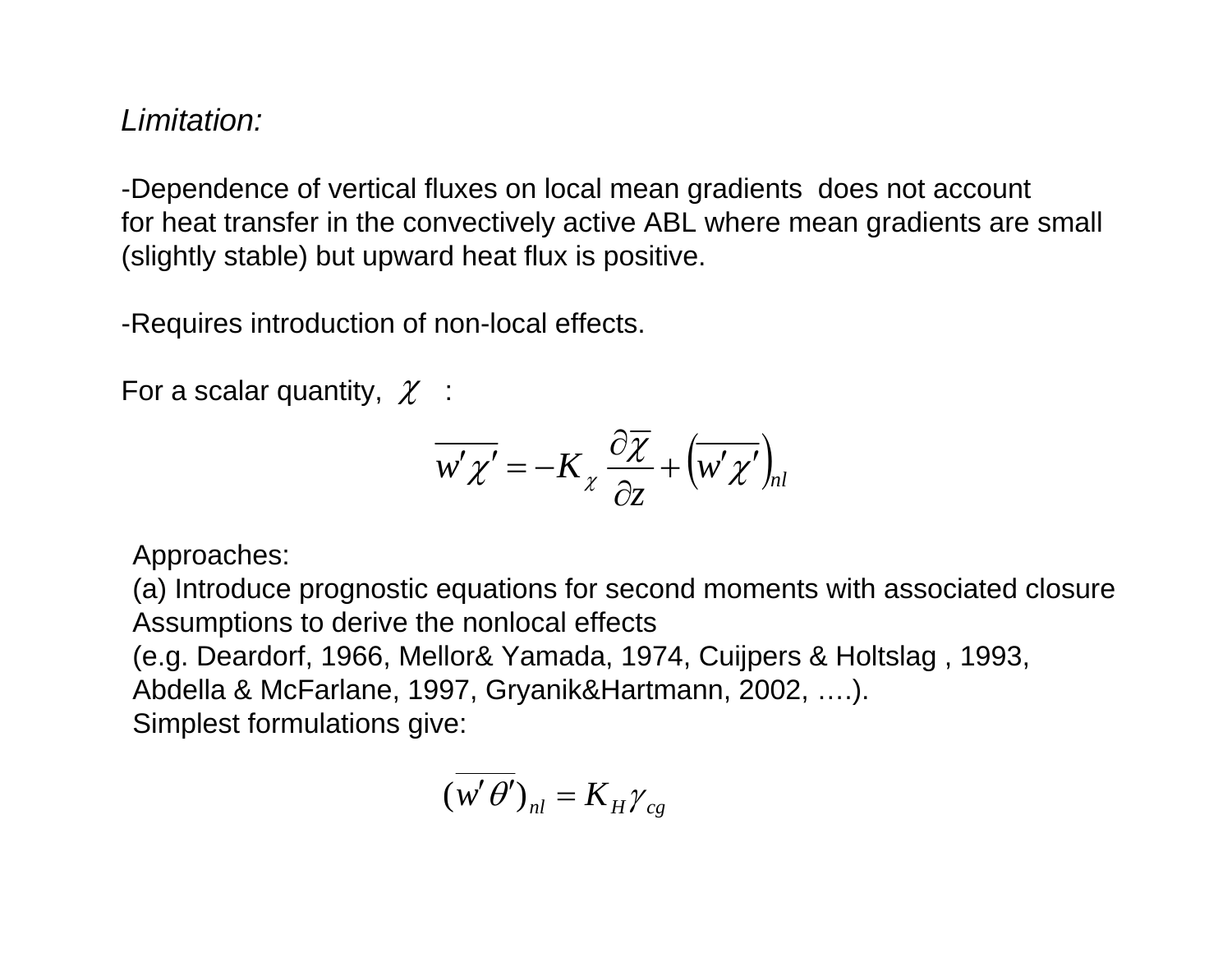*Limitation:*

-Dependence of vertical fluxes on local mean gradients does not account for heat transfer in the convectively active ABL where mean gradients are small (slightly stable) but upward heat flux is positive.

-Requires introduction of non-local effects.

For a scalar quantity, $\chi$ :

$$\overline{w'\chi'} = -K_{\chi}\frac{\partial\overline{\chi}}{\partial z} + \left(\overline{w'\chi'}\right)_{nl}$$

Approaches:
(a) Introduce prognostic equations for second moments with associated closure Assumptions to derive the nonlocal effects
(e.g. Deardorf, 1966, Mellor& Yamada, 1974, Cuijpers & Holtslag , 1993, Abdella & McFarlane, 1997, Gryanik&Hartmann, 2002, ….).
Simplest formulations give:

$$(\overline{w'\theta'})_{nl} = K_{H}\gamma_{cg}$$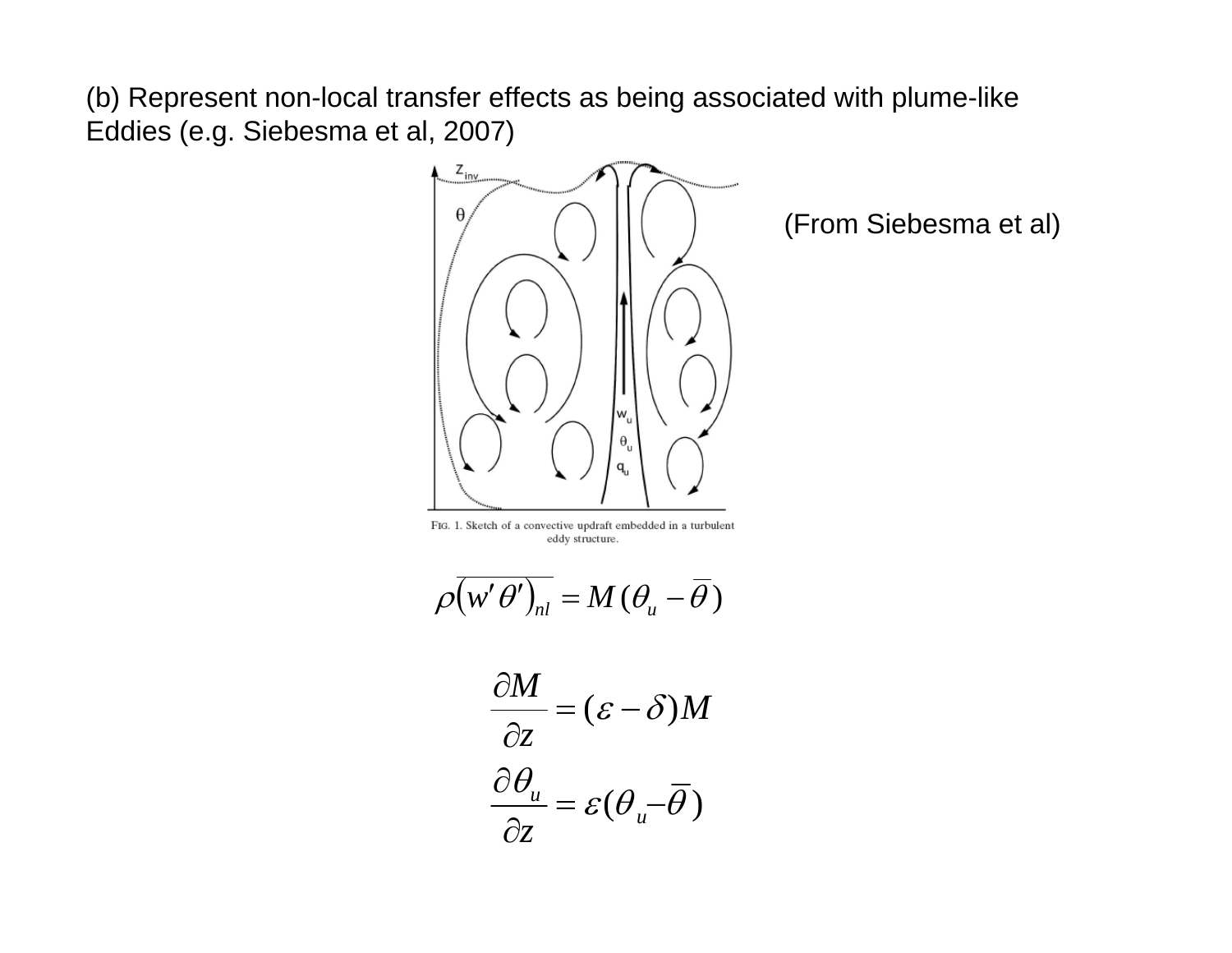(b) Represent non-local transfer effects as being associated with plume-like Eddies (e.g. Siebesma et al, 2007)

(From Siebesma et al)

FIG. 1. Sketch of a convective updraft embedded in a turbulent eddy structure.

$$\rho\overline{\left(w'\theta'\right)_{nl}} = M(\theta_u - \overline{\theta})$$

$$\frac{\partial M}{\partial z} = (\varepsilon - \delta)M$$

$$\frac{\partial \theta_u}{\partial z} = \varepsilon(\theta_u - \overline{\theta})$$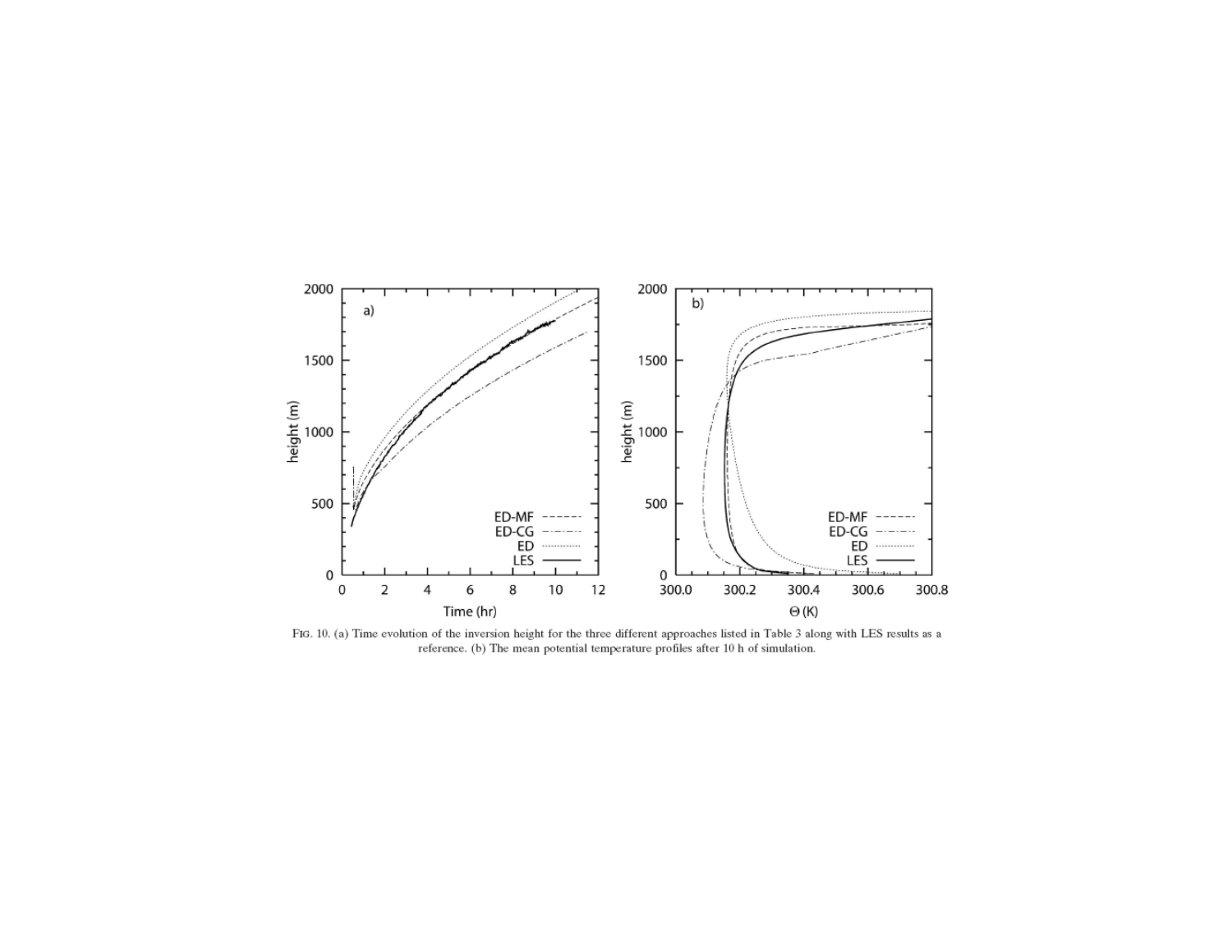a)

2000

1500

1000

500

0

height (m)

0 2 4 6 8 10 12

Time (hr)

ED-MF

ED-CG

ED

LES

b)

2000

1500

1000

500

0

height (m)

300.0 300.2 300.4 300.6 300.8

Θ (K)

ED-MF

ED-CG

ED

LES

FIG. 10. (a) Time evolution of the inversion height for the three different approaches listed in Table 3 along with LES results as a reference. (b) The mean potential temperature profiles after 10 h of simulation.